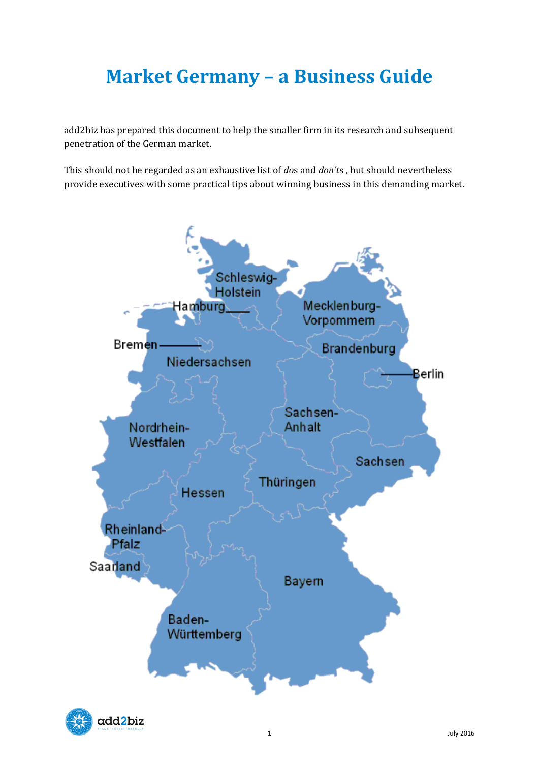# Market Germany – a Business Guide

add2biz has prepared this document to help the smaller firm in its research and subsequent penetration of the German market.

This should not be regarded as an exhaustive list of *do*s and *don't*s , but should nevertheless provide executives with some practical tips about winning business in this demanding market.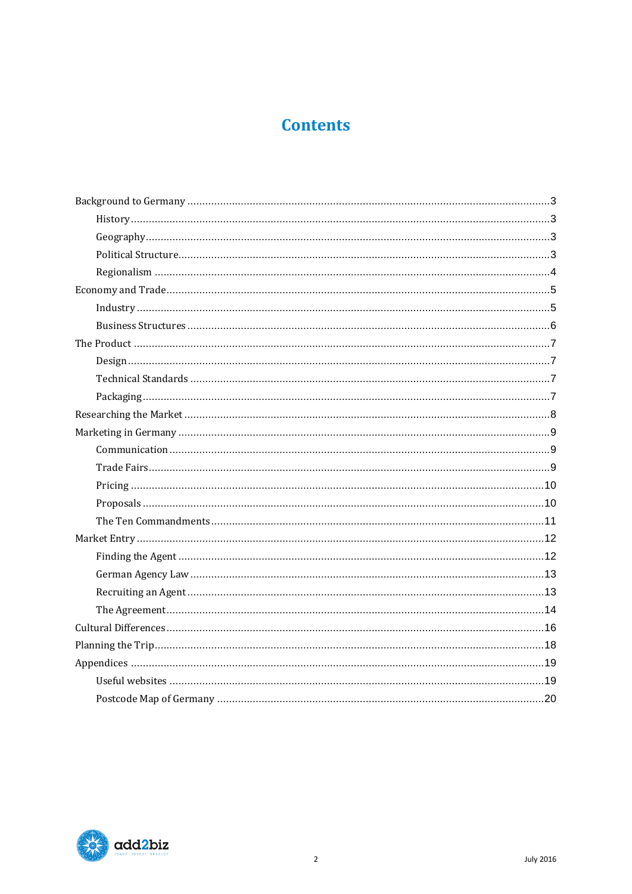# Contents

- Background to Germany ........ 3
  - History ........ 3
  - Geography ........ 3
  - Political Structure ........ 3
  - Regionalism ........ 4
- Economy and Trade ........ 5
  - Industry ........ 5
  - Business Structures ........ 6
- The Product ........ 7
  - Design ........ 7
  - Technical Standards ........ 7
  - Packaging ........ 7
- Researching the Market ........ 8
- Marketing in Germany ........ 9
  - Communication ........ 9
  - Trade Fairs ........ 9
  - Pricing ........ 10
  - Proposals ........ 10
  - The Ten Commandments ........ 11
- Market Entry ........ 12
  - Finding the Agent ........ 12
  - German Agency Law ........ 13
  - Recruiting an Agent ........ 13
  - The Agreement ........ 14
- Cultural Differences ........ 16
- Planning the Trip ........ 18
- Appendices ........ 19
  - Useful websites ........ 19
  - Postcode Map of Germany ........ 20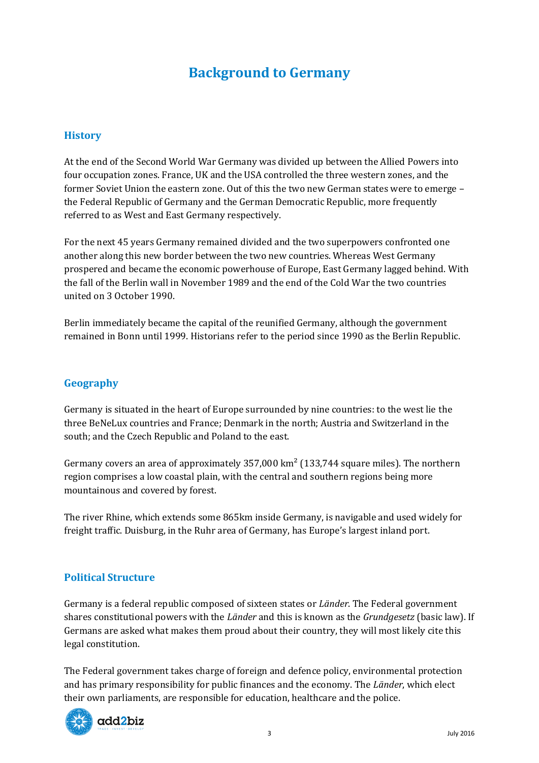# Background to Germany

## History

At the end of the Second World War Germany was divided up between the Allied Powers into four occupation zones. France, UK and the USA controlled the three western zones, and the former Soviet Union the eastern zone. Out of this the two new German states were to emerge – the Federal Republic of Germany and the German Democratic Republic, more frequently referred to as West and East Germany respectively.

For the next 45 years Germany remained divided and the two superpowers confronted one another along this new border between the two new countries. Whereas West Germany prospered and became the economic powerhouse of Europe, East Germany lagged behind. With the fall of the Berlin wall in November 1989 and the end of the Cold War the two countries united on 3 October 1990.

Berlin immediately became the capital of the reunified Germany, although the government remained in Bonn until 1999. Historians refer to the period since 1990 as the Berlin Republic.

## Geography

Germany is situated in the heart of Europe surrounded by nine countries: to the west lie the three BeNeLux countries and France; Denmark in the north; Austria and Switzerland in the south; and the Czech Republic and Poland to the east.

Germany covers an area of approximately 357,000 km$^2$ (133,744 square miles). The northern region comprises a low coastal plain, with the central and southern regions being more mountainous and covered by forest.

The river Rhine, which extends some 865km inside Germany, is navigable and used widely for freight traffic. Duisburg, in the Ruhr area of Germany, has Europe's largest inland port.

## Political Structure

Germany is a federal republic composed of sixteen states or *Länder*. The Federal government shares constitutional powers with the *Länder* and this is known as the *Grundgesetz* (basic law). If Germans are asked what makes them proud about their country, they will most likely cite this legal constitution.

The Federal government takes charge of foreign and defence policy, environmental protection and has primary responsibility for public finances and the economy. The *Länder*, which elect their own parliaments, are responsible for education, healthcare and the police.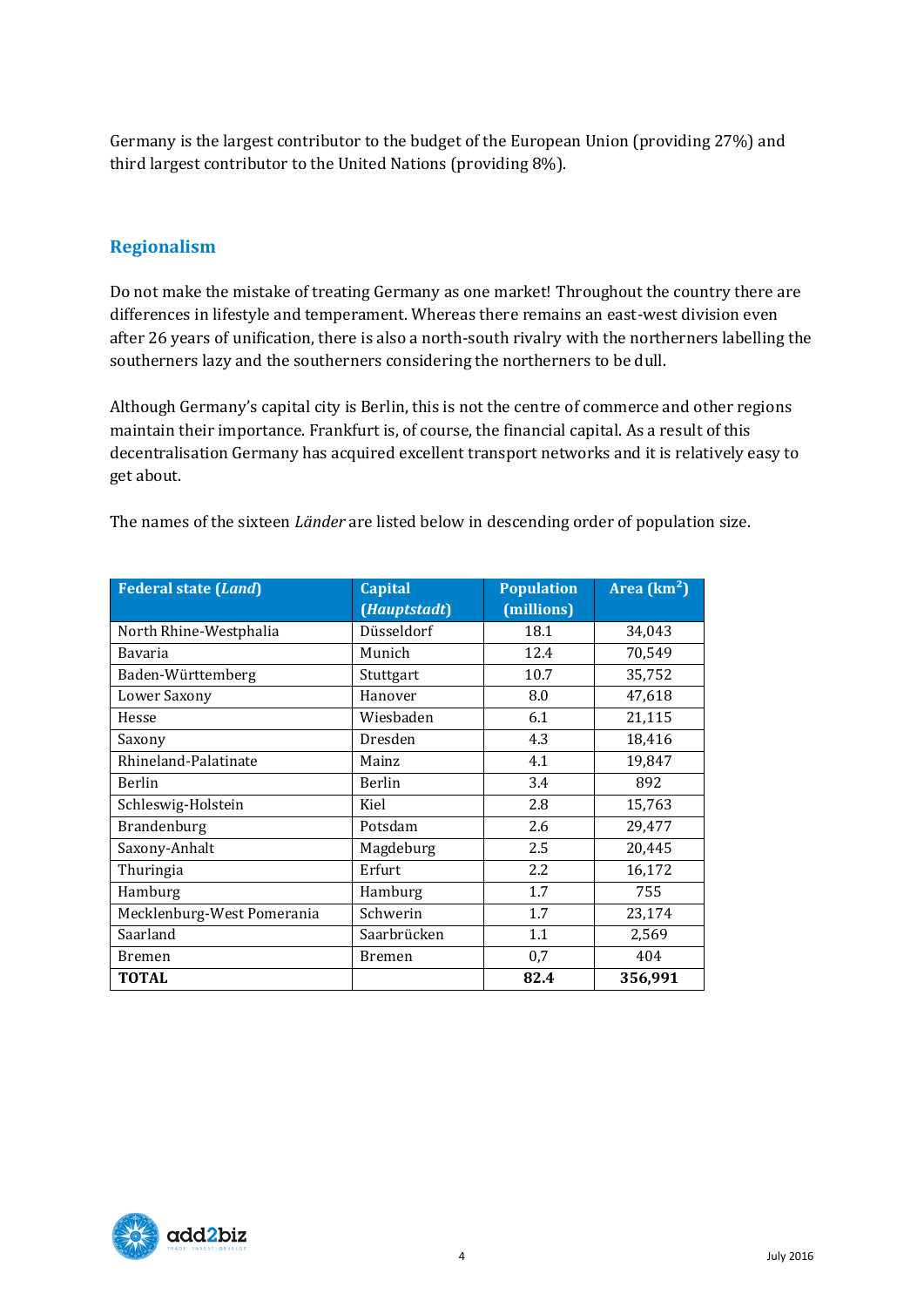Germany is the largest contributor to the budget of the European Union (providing 27%) and third largest contributor to the United Nations (providing 8%).

## Regionalism

Do not make the mistake of treating Germany as one market! Throughout the country there are differences in lifestyle and temperament. Whereas there remains an east-west division even after 26 years of unification, there is also a north-south rivalry with the northerners labelling the southerners lazy and the southerners considering the northerners to be dull.

Although Germany's capital city is Berlin, this is not the centre of commerce and other regions maintain their importance. Frankfurt is, of course, the financial capital. As a result of this decentralisation Germany has acquired excellent transport networks and it is relatively easy to get about.

The names of the sixteen *Länder* are listed below in descending order of population size.

| Federal state (*Land*) | Capital (*Hauptstadt*) | Population (millions) | Area (km$^2$) |
|---|---|---|---|
| North Rhine-Westphalia | Düsseldorf | 18.1 | 34,043 |
| Bavaria | Munich | 12.4 | 70,549 |
| Baden-Württemberg | Stuttgart | 10.7 | 35,752 |
| Lower Saxony | Hanover | 8.0 | 47,618 |
| Hesse | Wiesbaden | 6.1 | 21,115 |
| Saxony | Dresden | 4.3 | 18,416 |
| Rhineland-Palatinate | Mainz | 4.1 | 19,847 |
| Berlin | Berlin | 3.4 | 892 |
| Schleswig-Holstein | Kiel | 2.8 | 15,763 |
| Brandenburg | Potsdam | 2.6 | 29,477 |
| Saxony-Anhalt | Magdeburg | 2.5 | 20,445 |
| Thuringia | Erfurt | 2.2 | 16,172 |
| Hamburg | Hamburg | 1.7 | 755 |
| Mecklenburg-West Pomerania | Schwerin | 1.7 | 23,174 |
| Saarland | Saarbrücken | 1.1 | 2,569 |
| Bremen | Bremen | 0,7 | 404 |
| **TOTAL** | | **82.4** | **356,991** |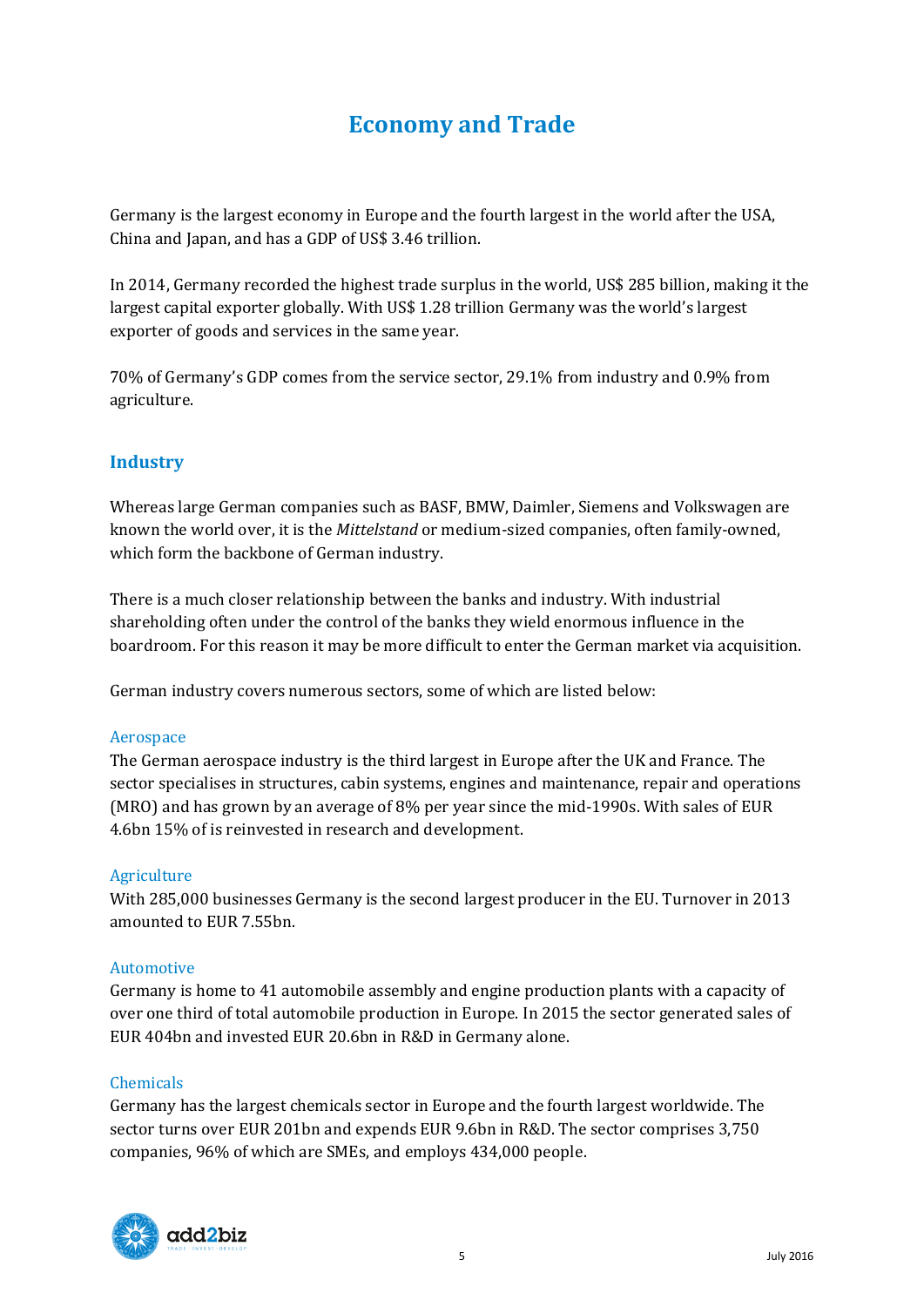# Economy and Trade

Germany is the largest economy in Europe and the fourth largest in the world after the USA, China and Japan, and has a GDP of US$ 3.46 trillion.

In 2014, Germany recorded the highest trade surplus in the world, US$ 285 billion, making it the largest capital exporter globally. With US$ 1.28 trillion Germany was the world's largest exporter of goods and services in the same year.

70% of Germany's GDP comes from the service sector, 29.1% from industry and 0.9% from agriculture.

## Industry

Whereas large German companies such as BASF, BMW, Daimler, Siemens and Volkswagen are known the world over, it is the *Mittelstand* or medium-sized companies, often family-owned, which form the backbone of German industry.

There is a much closer relationship between the banks and industry. With industrial shareholding often under the control of the banks they wield enormous influence in the boardroom. For this reason it may be more difficult to enter the German market via acquisition.

German industry covers numerous sectors, some of which are listed below:

### Aerospace

The German aerospace industry is the third largest in Europe after the UK and France. The sector specialises in structures, cabin systems, engines and maintenance, repair and operations (MRO) and has grown by an average of 8% per year since the mid-1990s. With sales of EUR 4.6bn 15% of is reinvested in research and development.

### Agriculture

With 285,000 businesses Germany is the second largest producer in the EU. Turnover in 2013 amounted to EUR 7.55bn.

### Automotive

Germany is home to 41 automobile assembly and engine production plants with a capacity of over one third of total automobile production in Europe. In 2015 the sector generated sales of EUR 404bn and invested EUR 20.6bn in R&D in Germany alone.

### Chemicals

Germany has the largest chemicals sector in Europe and the fourth largest worldwide. The sector turns over EUR 201bn and expends EUR 9.6bn in R&D. The sector comprises 3,750 companies, 96% of which are SMEs, and employs 434,000 people.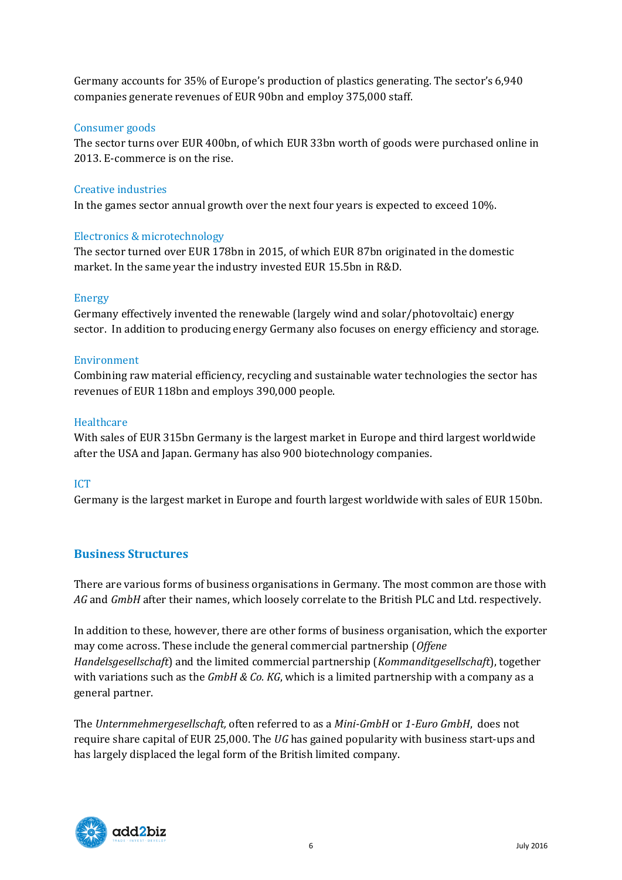Germany accounts for 35% of Europe's production of plastics generating. The sector's 6,940 companies generate revenues of EUR 90bn and employ 375,000 staff.

### Consumer goods

The sector turns over EUR 400bn, of which EUR 33bn worth of goods were purchased online in 2013. E-commerce is on the rise.

### Creative industries

In the games sector annual growth over the next four years is expected to exceed 10%.

### Electronics & microtechnology

The sector turned over EUR 178bn in 2015, of which EUR 87bn originated in the domestic market. In the same year the industry invested EUR 15.5bn in R&D.

### Energy

Germany effectively invented the renewable (largely wind and solar/photovoltaic) energy sector. In addition to producing energy Germany also focuses on energy efficiency and storage.

### Environment

Combining raw material efficiency, recycling and sustainable water technologies the sector has revenues of EUR 118bn and employs 390,000 people.

### Healthcare

With sales of EUR 315bn Germany is the largest market in Europe and third largest worldwide after the USA and Japan. Germany has also 900 biotechnology companies.

### ICT

Germany is the largest market in Europe and fourth largest worldwide with sales of EUR 150bn.

## Business Structures

There are various forms of business organisations in Germany. The most common are those with *AG* and *GmbH* after their names, which loosely correlate to the British PLC and Ltd. respectively.

In addition to these, however, there are other forms of business organisation, which the exporter may come across. These include the general commercial partnership (*Offene Handelsgesellschaft*) and the limited commercial partnership (*Kommanditgesellschaft*), together with variations such as the *GmbH & Co. KG*, which is a limited partnership with a company as a general partner.

The *Unternmehmergesellschaft,* often referred to as a *Mini-GmbH* or *1-Euro GmbH*, does not require share capital of EUR 25,000. The *UG* has gained popularity with business start-ups and has largely displaced the legal form of the British limited company.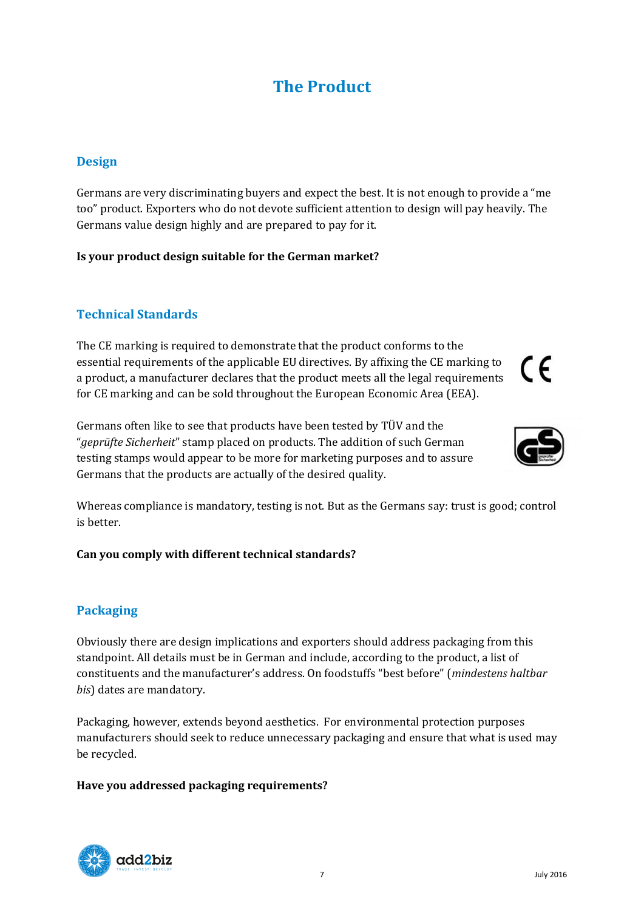# The Product

## Design

Germans are very discriminating buyers and expect the best. It is not enough to provide a “me too” product. Exporters who do not devote sufficient attention to design will pay heavily. The Germans value design highly and are prepared to pay for it.

**Is your product design suitable for the German market?**

## Technical Standards

The CE marking is required to demonstrate that the product conforms to the essential requirements of the applicable EU directives. By affixing the CE marking to a product, a manufacturer declares that the product meets all the legal requirements for CE marking and can be sold throughout the European Economic Area (EEA).

Germans often like to see that products have been tested by TÜV and the “*geprüfte Sicherheit*” stamp placed on products. The addition of such German testing stamps would appear to be more for marketing purposes and to assure Germans that the products are actually of the desired quality.

Whereas compliance is mandatory, testing is not. But as the Germans say: trust is good; control is better.

**Can you comply with different technical standards?**

## Packaging

Obviously there are design implications and exporters should address packaging from this standpoint. All details must be in German and include, according to the product, a list of constituents and the manufacturer’s address. On foodstuffs “best before” (*mindestens haltbar bis*) dates are mandatory.

Packaging, however, extends beyond aesthetics. For environmental protection purposes manufacturers should seek to reduce unnecessary packaging and ensure that what is used may be recycled.

**Have you addressed packaging requirements?**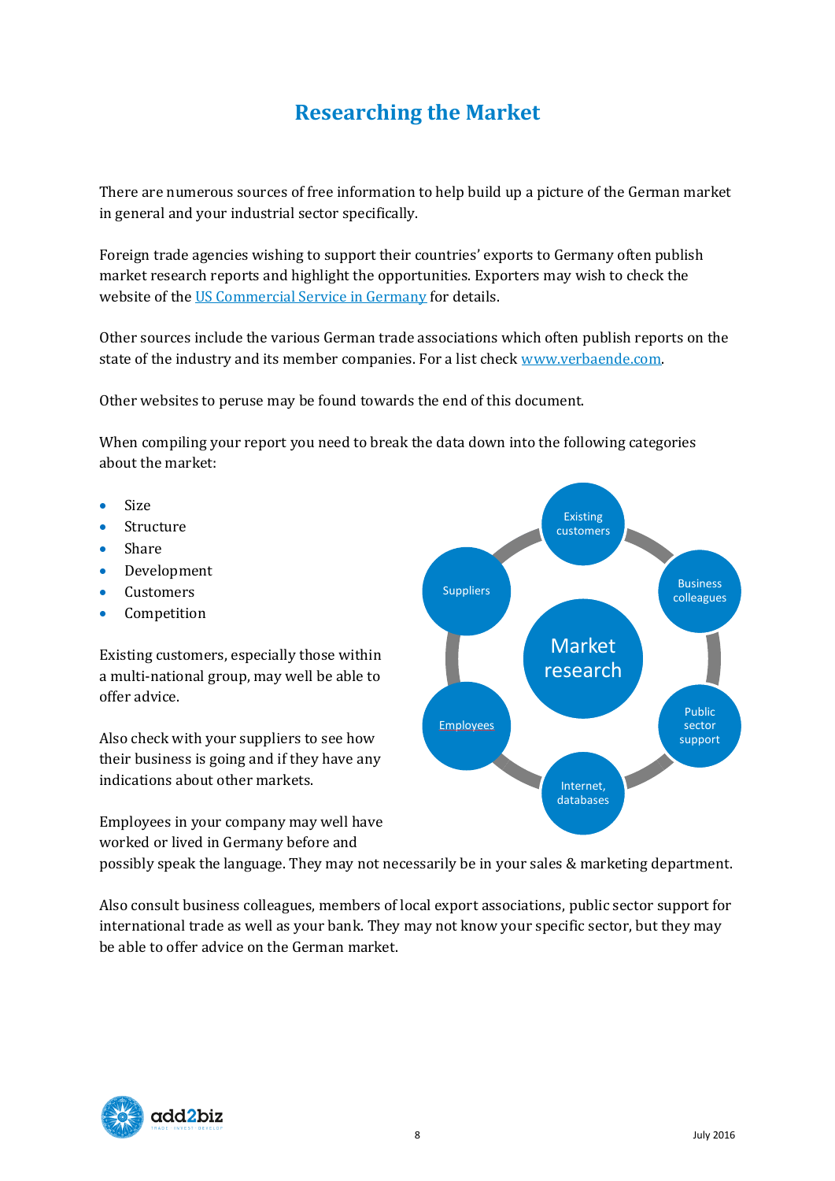# Researching the Market

There are numerous sources of free information to help build up a picture of the German market in general and your industrial sector specifically.

Foreign trade agencies wishing to support their countries' exports to Germany often publish market research reports and highlight the opportunities. Exporters may wish to check the website of the US Commercial Service in Germany for details.

Other sources include the various German trade associations which often publish reports on the state of the industry and its member companies. For a list check www.verbaende.com.

Other websites to peruse may be found towards the end of this document.

When compiling your report you need to break the data down into the following categories about the market:

- Size
- Structure
- Share
- Development
- Customers
- Competition

Existing customers, especially those within a multi-national group, may well be able to offer advice.

Also check with your suppliers to see how their business is going and if they have any indications about other markets.

Employees in your company may well have worked or lived in Germany before and possibly speak the language. They may not necessarily be in your sales & marketing department.

Also consult business colleagues, members of local export associations, public sector support for international trade as well as your bank. They may not know your specific sector, but they may be able to offer advice on the German market.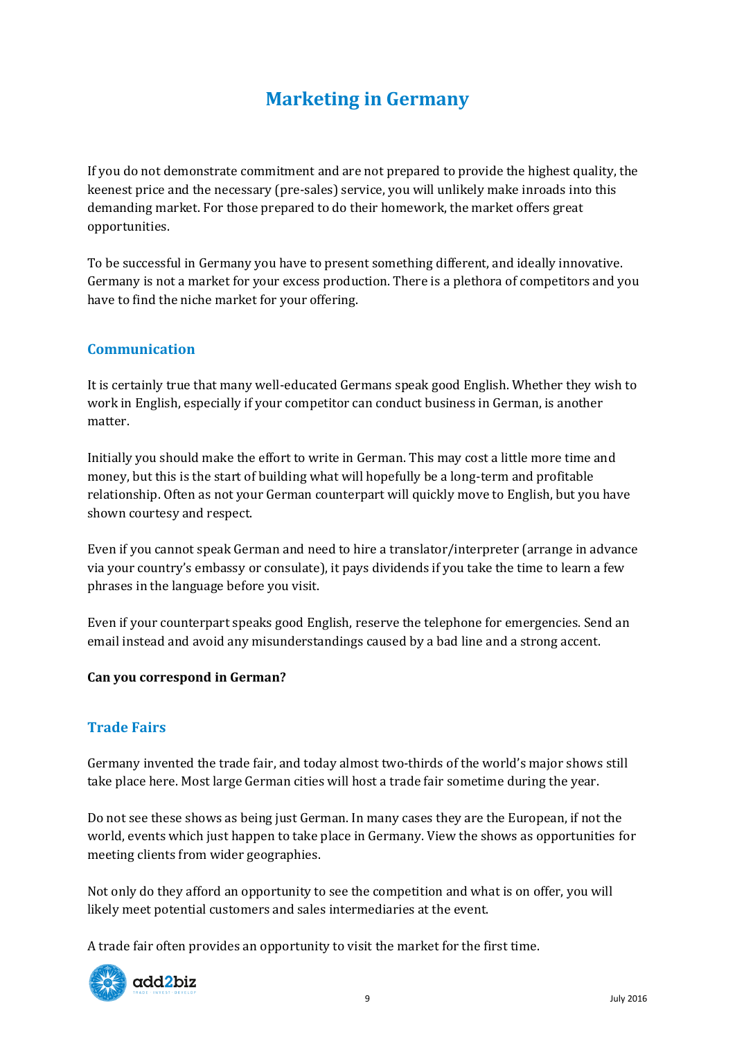# Marketing in Germany

If you do not demonstrate commitment and are not prepared to provide the highest quality, the keenest price and the necessary (pre-sales) service, you will unlikely make inroads into this demanding market. For those prepared to do their homework, the market offers great opportunities.

To be successful in Germany you have to present something different, and ideally innovative. Germany is not a market for your excess production. There is a plethora of competitors and you have to find the niche market for your offering.

## Communication

It is certainly true that many well-educated Germans speak good English. Whether they wish to work in English, especially if your competitor can conduct business in German, is another matter.

Initially you should make the effort to write in German. This may cost a little more time and money, but this is the start of building what will hopefully be a long-term and profitable relationship. Often as not your German counterpart will quickly move to English, but you have shown courtesy and respect.

Even if you cannot speak German and need to hire a translator/interpreter (arrange in advance via your country's embassy or consulate), it pays dividends if you take the time to learn a few phrases in the language before you visit.

Even if your counterpart speaks good English, reserve the telephone for emergencies. Send an email instead and avoid any misunderstandings caused by a bad line and a strong accent.

**Can you correspond in German?**

## Trade Fairs

Germany invented the trade fair, and today almost two-thirds of the world's major shows still take place here. Most large German cities will host a trade fair sometime during the year.

Do not see these shows as being just German. In many cases they are the European, if not the world, events which just happen to take place in Germany. View the shows as opportunities for meeting clients from wider geographies.

Not only do they afford an opportunity to see the competition and what is on offer, you will likely meet potential customers and sales intermediaries at the event.

A trade fair often provides an opportunity to visit the market for the first time.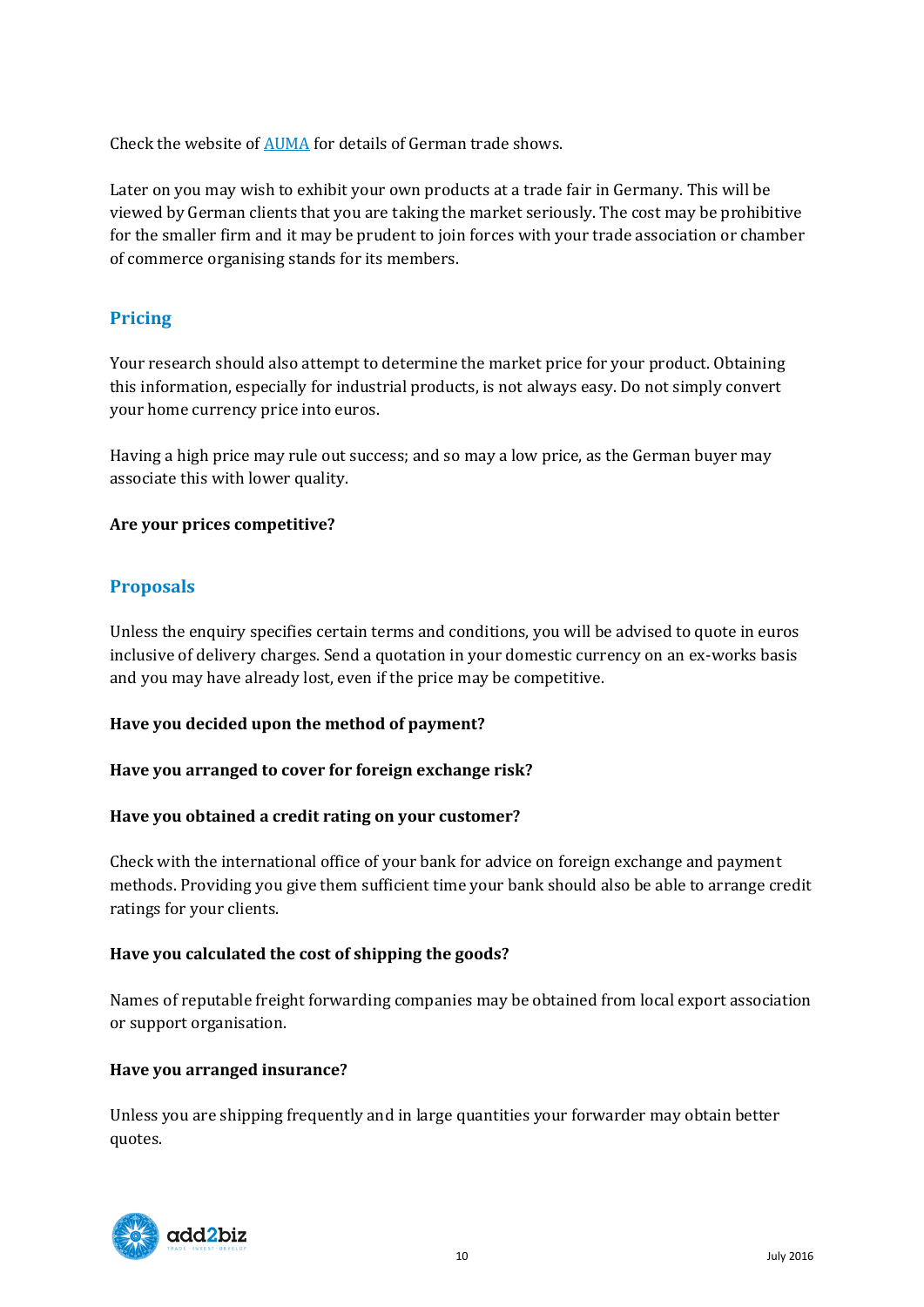Check the website of [AUMA](AUMA) for details of German trade shows.

Later on you may wish to exhibit your own products at a trade fair in Germany. This will be viewed by German clients that you are taking the market seriously. The cost may be prohibitive for the smaller firm and it may be prudent to join forces with your trade association or chamber of commerce organising stands for its members.

## Pricing

Your research should also attempt to determine the market price for your product. Obtaining this information, especially for industrial products, is not always easy. Do not simply convert your home currency price into euros.

Having a high price may rule out success; and so may a low price, as the German buyer may associate this with lower quality.

**Are your prices competitive?**

## Proposals

Unless the enquiry specifies certain terms and conditions, you will be advised to quote in euros inclusive of delivery charges. Send a quotation in your domestic currency on an ex-works basis and you may have already lost, even if the price may be competitive.

**Have you decided upon the method of payment?**

**Have you arranged to cover for foreign exchange risk?**

**Have you obtained a credit rating on your customer?**

Check with the international office of your bank for advice on foreign exchange and payment methods. Providing you give them sufficient time your bank should also be able to arrange credit ratings for your clients.

**Have you calculated the cost of shipping the goods?**

Names of reputable freight forwarding companies may be obtained from local export association or support organisation.

**Have you arranged insurance?**

Unless you are shipping frequently and in large quantities your forwarder may obtain better quotes.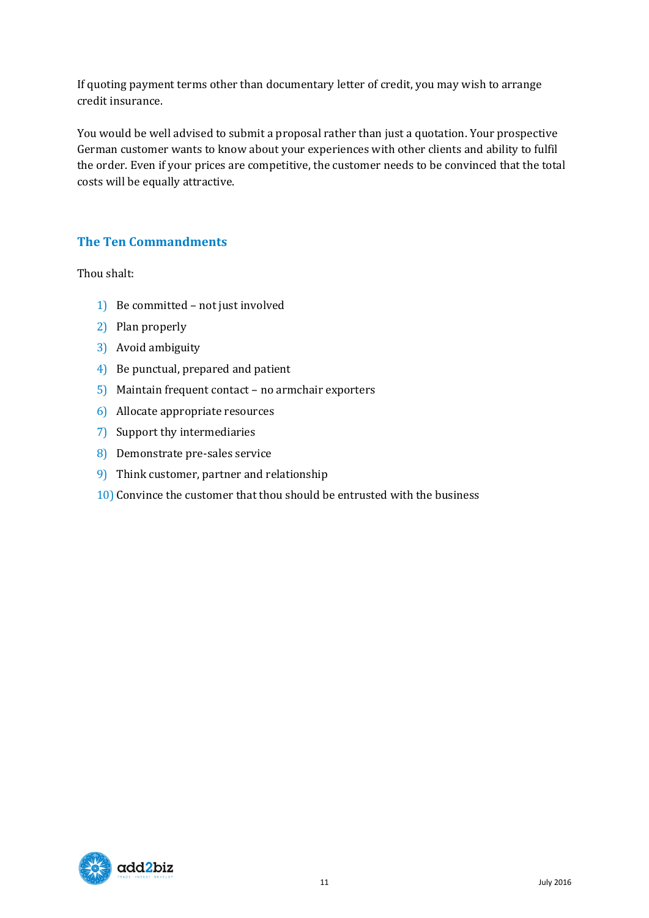If quoting payment terms other than documentary letter of credit, you may wish to arrange credit insurance.

You would be well advised to submit a proposal rather than just a quotation. Your prospective German customer wants to know about your experiences with other clients and ability to fulfil the order. Even if your prices are competitive, the customer needs to be convinced that the total costs will be equally attractive.

## The Ten Commandments

Thou shalt:

1) Be committed – not just involved
2) Plan properly
3) Avoid ambiguity
4) Be punctual, prepared and patient
5) Maintain frequent contact – no armchair exporters
6) Allocate appropriate resources
7) Support thy intermediaries
8) Demonstrate pre-sales service
9) Think customer, partner and relationship
10) Convince the customer that thou should be entrusted with the business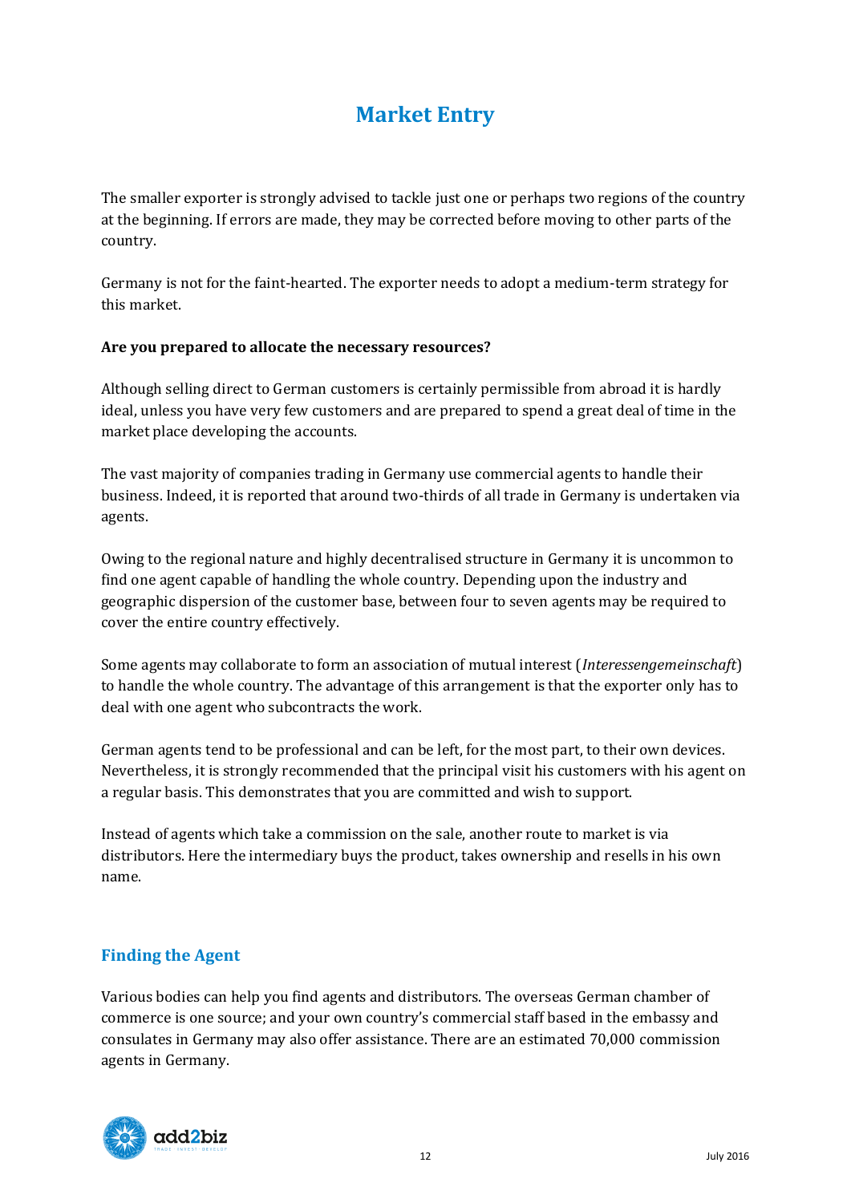# Market Entry

The smaller exporter is strongly advised to tackle just one or perhaps two regions of the country at the beginning. If errors are made, they may be corrected before moving to other parts of the country.

Germany is not for the faint-hearted. The exporter needs to adopt a medium-term strategy for this market.

**Are you prepared to allocate the necessary resources?**

Although selling direct to German customers is certainly permissible from abroad it is hardly ideal, unless you have very few customers and are prepared to spend a great deal of time in the market place developing the accounts.

The vast majority of companies trading in Germany use commercial agents to handle their business. Indeed, it is reported that around two-thirds of all trade in Germany is undertaken via agents.

Owing to the regional nature and highly decentralised structure in Germany it is uncommon to find one agent capable of handling the whole country. Depending upon the industry and geographic dispersion of the customer base, between four to seven agents may be required to cover the entire country effectively.

Some agents may collaborate to form an association of mutual interest (*Interessengemeinschaft*) to handle the whole country. The advantage of this arrangement is that the exporter only has to deal with one agent who subcontracts the work.

German agents tend to be professional and can be left, for the most part, to their own devices. Nevertheless, it is strongly recommended that the principal visit his customers with his agent on a regular basis. This demonstrates that you are committed and wish to support.

Instead of agents which take a commission on the sale, another route to market is via distributors. Here the intermediary buys the product, takes ownership and resells in his own name.

## Finding the Agent

Various bodies can help you find agents and distributors. The overseas German chamber of commerce is one source; and your own country's commercial staff based in the embassy and consulates in Germany may also offer assistance. There are an estimated 70,000 commission agents in Germany.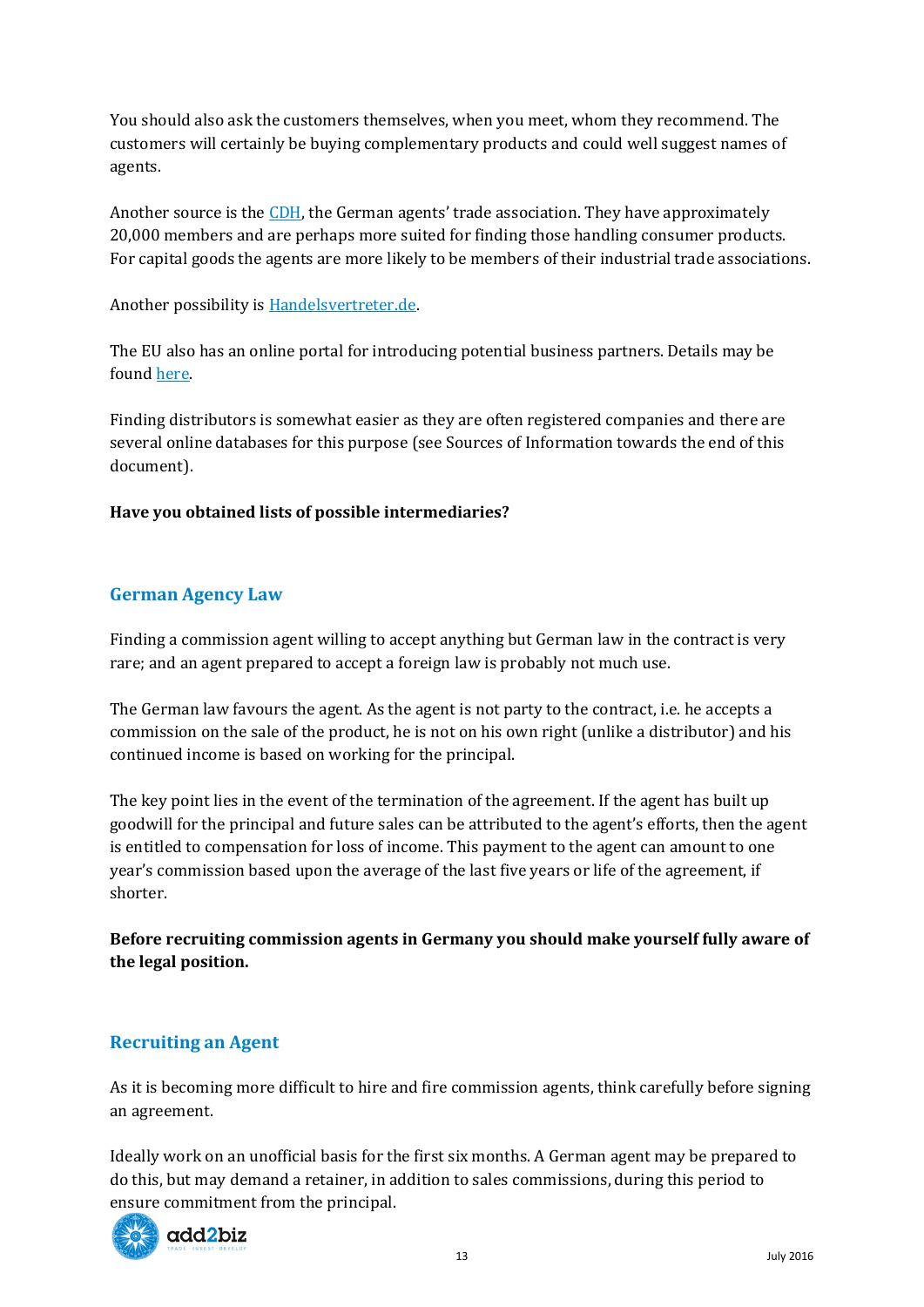You should also ask the customers themselves, when you meet, whom they recommend. The customers will certainly be buying complementary products and could well suggest names of agents.

Another source is the CDH, the German agents' trade association. They have approximately 20,000 members and are perhaps more suited for finding those handling consumer products. For capital goods the agents are more likely to be members of their industrial trade associations.

Another possibility is Handelsvertreter.de.

The EU also has an online portal for introducing potential business partners. Details may be found here.

Finding distributors is somewhat easier as they are often registered companies and there are several online databases for this purpose (see Sources of Information towards the end of this document).

**Have you obtained lists of possible intermediaries?**

## German Agency Law

Finding a commission agent willing to accept anything but German law in the contract is very rare; and an agent prepared to accept a foreign law is probably not much use.

The German law favours the agent. As the agent is not party to the contract, i.e. he accepts a commission on the sale of the product, he is not on his own right (unlike a distributor) and his continued income is based on working for the principal.

The key point lies in the event of the termination of the agreement. If the agent has built up goodwill for the principal and future sales can be attributed to the agent's efforts, then the agent is entitled to compensation for loss of income. This payment to the agent can amount to one year's commission based upon the average of the last five years or life of the agreement, if shorter.

**Before recruiting commission agents in Germany you should make yourself fully aware of the legal position.**

## Recruiting an Agent

As it is becoming more difficult to hire and fire commission agents, think carefully before signing an agreement.

Ideally work on an unofficial basis for the first six months. A German agent may be prepared to do this, but may demand a retainer, in addition to sales commissions, during this period to ensure commitment from the principal.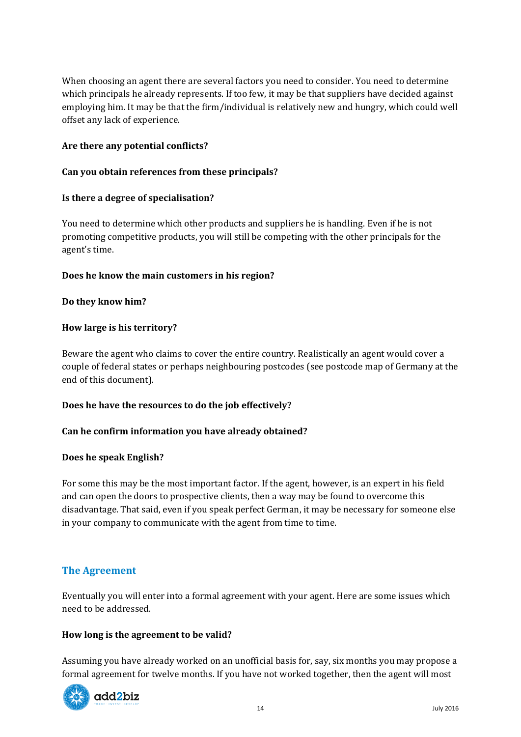When choosing an agent there are several factors you need to consider. You need to determine which principals he already represents. If too few, it may be that suppliers have decided against employing him. It may be that the firm/individual is relatively new and hungry, which could well offset any lack of experience.

**Are there any potential conflicts?**

**Can you obtain references from these principals?**

**Is there a degree of specialisation?**

You need to determine which other products and suppliers he is handling. Even if he is not promoting competitive products, you will still be competing with the other principals for the agent's time.

**Does he know the main customers in his region?**

**Do they know him?**

**How large is his territory?**

Beware the agent who claims to cover the entire country. Realistically an agent would cover a couple of federal states or perhaps neighbouring postcodes (see postcode map of Germany at the end of this document).

**Does he have the resources to do the job effectively?**

**Can he confirm information you have already obtained?**

**Does he speak English?**

For some this may be the most important factor. If the agent, however, is an expert in his field and can open the doors to prospective clients, then a way may be found to overcome this disadvantage. That said, even if you speak perfect German, it may be necessary for someone else in your company to communicate with the agent from time to time.

## The Agreement

Eventually you will enter into a formal agreement with your agent. Here are some issues which need to be addressed.

**How long is the agreement to be valid?**

Assuming you have already worked on an unofficial basis for, say, six months you may propose a formal agreement for twelve months. If you have not worked together, then the agent will most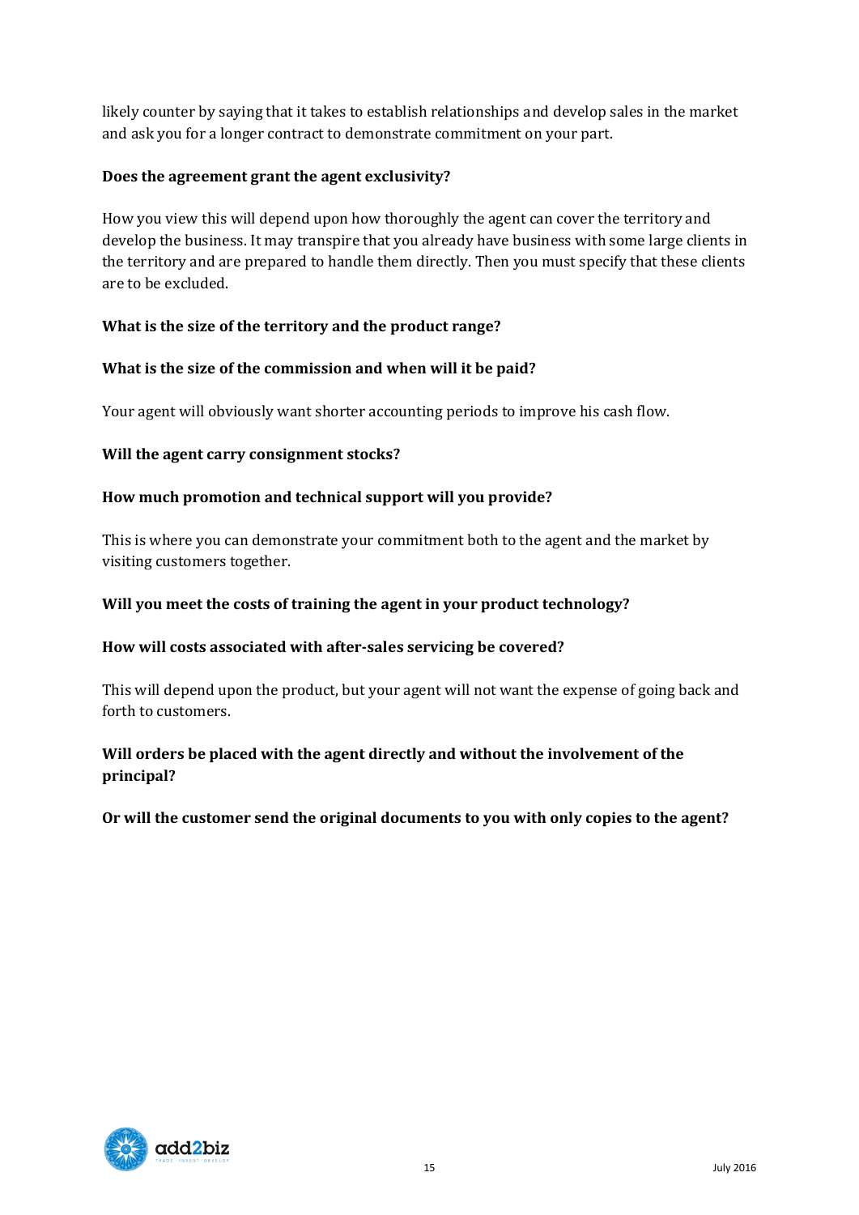likely counter by saying that it takes to establish relationships and develop sales in the market and ask you for a longer contract to demonstrate commitment on your part.

**Does the agreement grant the agent exclusivity?**

How you view this will depend upon how thoroughly the agent can cover the territory and develop the business. It may transpire that you already have business with some large clients in the territory and are prepared to handle them directly. Then you must specify that these clients are to be excluded.

**What is the size of the territory and the product range?**

**What is the size of the commission and when will it be paid?**

Your agent will obviously want shorter accounting periods to improve his cash flow.

**Will the agent carry consignment stocks?**

**How much promotion and technical support will you provide?**

This is where you can demonstrate your commitment both to the agent and the market by visiting customers together.

**Will you meet the costs of training the agent in your product technology?**

**How will costs associated with after-sales servicing be covered?**

This will depend upon the product, but your agent will not want the expense of going back and forth to customers.

**Will orders be placed with the agent directly and without the involvement of the principal?**

**Or will the customer send the original documents to you with only copies to the agent?**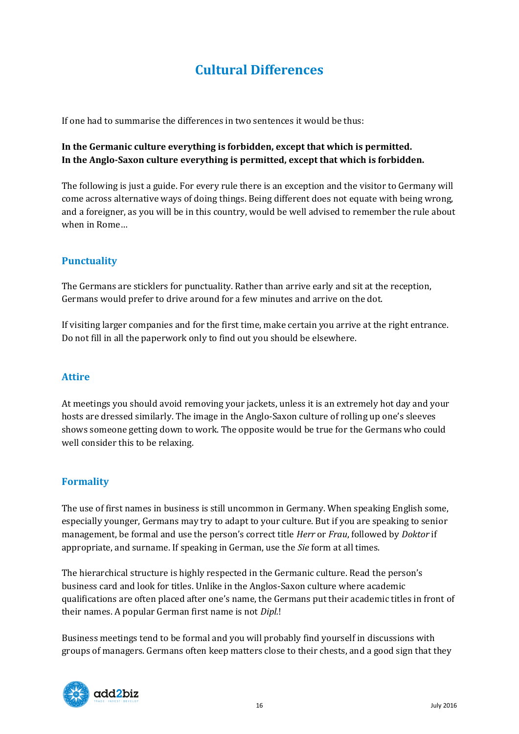# Cultural Differences

If one had to summarise the differences in two sentences it would be thus:

**In the Germanic culture everything is forbidden, except that which is permitted.**
**In the Anglo-Saxon culture everything is permitted, except that which is forbidden.**

The following is just a guide. For every rule there is an exception and the visitor to Germany will come across alternative ways of doing things. Being different does not equate with being wrong, and a foreigner, as you will be in this country, would be well advised to remember the rule about when in Rome…

## Punctuality

The Germans are sticklers for punctuality. Rather than arrive early and sit at the reception, Germans would prefer to drive around for a few minutes and arrive on the dot.

If visiting larger companies and for the first time, make certain you arrive at the right entrance. Do not fill in all the paperwork only to find out you should be elsewhere.

## Attire

At meetings you should avoid removing your jackets, unless it is an extremely hot day and your hosts are dressed similarly. The image in the Anglo-Saxon culture of rolling up one's sleeves shows someone getting down to work. The opposite would be true for the Germans who could well consider this to be relaxing.

## Formality

The use of first names in business is still uncommon in Germany. When speaking English some, especially younger, Germans may try to adapt to your culture. But if you are speaking to senior management, be formal and use the person's correct title *Herr* or *Frau*, followed by *Doktor* if appropriate, and surname. If speaking in German, use the *Sie* form at all times.

The hierarchical structure is highly respected in the Germanic culture. Read the person's business card and look for titles. Unlike in the Anglos-Saxon culture where academic qualifications are often placed after one's name, the Germans put their academic titles in front of their names. A popular German first name is not *Dipl.*!

Business meetings tend to be formal and you will probably find yourself in discussions with groups of managers. Germans often keep matters close to their chests, and a good sign that they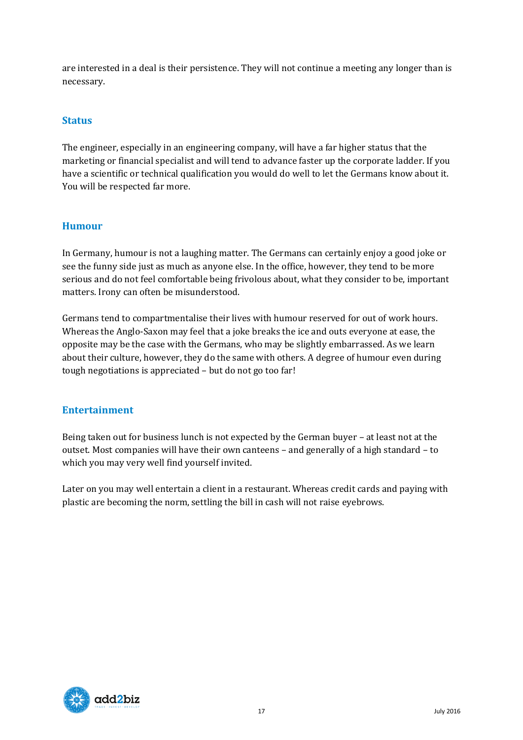are interested in a deal is their persistence. They will not continue a meeting any longer than is necessary.

## Status

The engineer, especially in an engineering company, will have a far higher status that the marketing or financial specialist and will tend to advance faster up the corporate ladder. If you have a scientific or technical qualification you would do well to let the Germans know about it. You will be respected far more.

## Humour

In Germany, humour is not a laughing matter. The Germans can certainly enjoy a good joke or see the funny side just as much as anyone else. In the office, however, they tend to be more serious and do not feel comfortable being frivolous about, what they consider to be, important matters. Irony can often be misunderstood.

Germans tend to compartmentalise their lives with humour reserved for out of work hours. Whereas the Anglo-Saxon may feel that a joke breaks the ice and outs everyone at ease, the opposite may be the case with the Germans, who may be slightly embarrassed. As we learn about their culture, however, they do the same with others. A degree of humour even during tough negotiations is appreciated – but do not go too far!

## Entertainment

Being taken out for business lunch is not expected by the German buyer – at least not at the outset. Most companies will have their own canteens – and generally of a high standard – to which you may very well find yourself invited.

Later on you may well entertain a client in a restaurant. Whereas credit cards and paying with plastic are becoming the norm, settling the bill in cash will not raise eyebrows.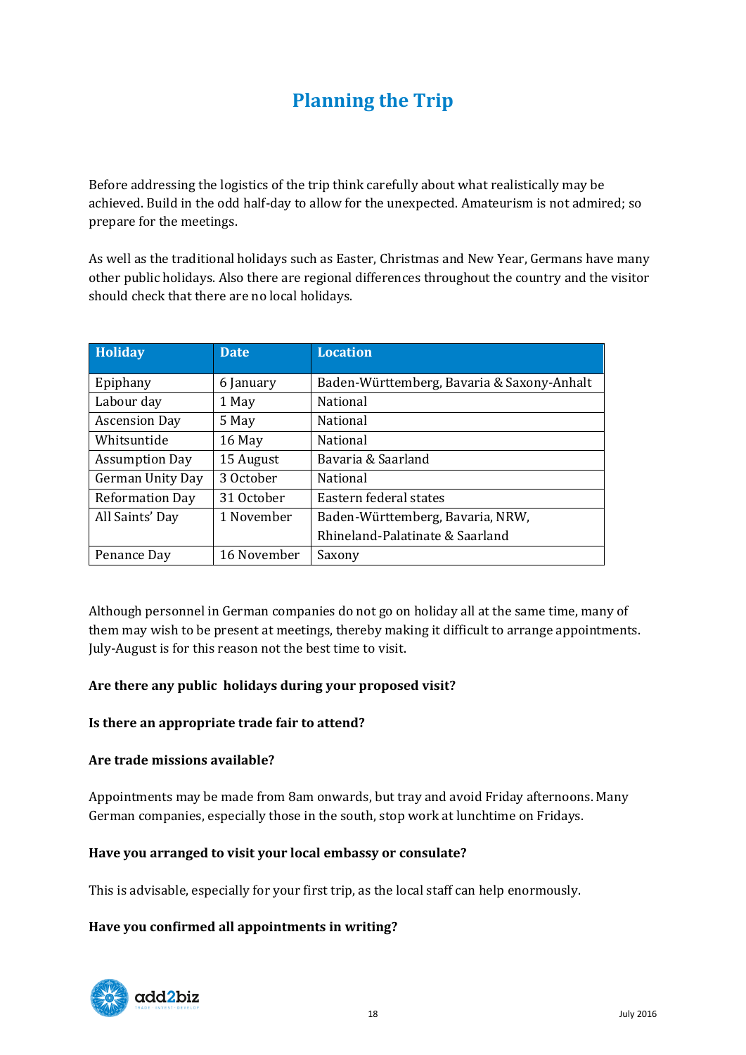# Planning the Trip

Before addressing the logistics of the trip think carefully about what realistically may be achieved. Build in the odd half-day to allow for the unexpected. Amateurism is not admired; so prepare for the meetings.

As well as the traditional holidays such as Easter, Christmas and New Year, Germans have many other public holidays. Also there are regional differences throughout the country and the visitor should check that there are no local holidays.

| Holiday | Date | Location |
|---|---|---|
| Epiphany | 6 January | Baden-Württemberg, Bavaria & Saxony-Anhalt |
| Labour day | 1 May | National |
| Ascension Day | 5 May | National |
| Whitsuntide | 16 May | National |
| Assumption Day | 15 August | Bavaria & Saarland |
| German Unity Day | 3 October | National |
| Reformation Day | 31 October | Eastern federal states |
| All Saints' Day | 1 November | Baden-Württemberg, Bavaria, NRW, Rhineland-Palatinate & Saarland |
| Penance Day | 16 November | Saxony |

Although personnel in German companies do not go on holiday all at the same time, many of them may wish to be present at meetings, thereby making it difficult to arrange appointments. July-August is for this reason not the best time to visit.

**Are there any public holidays during your proposed visit?**

**Is there an appropriate trade fair to attend?**

**Are trade missions available?**

Appointments may be made from 8am onwards, but tray and avoid Friday afternoons. Many German companies, especially those in the south, stop work at lunchtime on Fridays.

**Have you arranged to visit your local embassy or consulate?**

This is advisable, especially for your first trip, as the local staff can help enormously.

**Have you confirmed all appointments in writing?**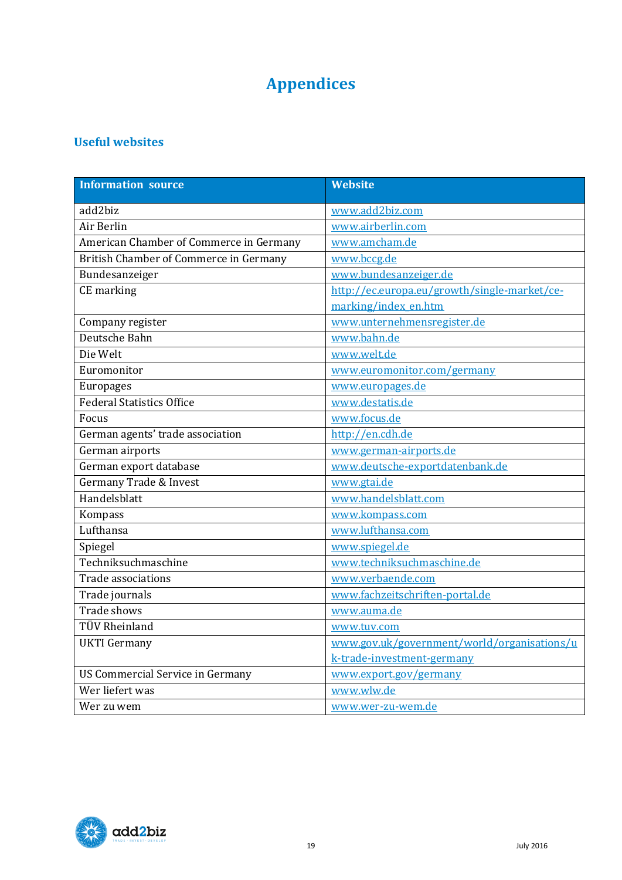# Appendices

## Useful websites

| Information source | Website |
|---|---|
| add2biz | www.add2biz.com |
| Air Berlin | www.airberlin.com |
| American Chamber of Commerce in Germany | www.amcham.de |
| British Chamber of Commerce in Germany | www.bccg.de |
| Bundesanzeiger | www.bundesanzeiger.de |
| CE marking | http://ec.europa.eu/growth/single-market/ce-marking/index_en.htm |
| Company register | www.unternehmensregister.de |
| Deutsche Bahn | www.bahn.de |
| Die Welt | www.welt.de |
| Euromonitor | www.euromonitor.com/germany |
| Europages | www.europages.de |
| Federal Statistics Office | www.destatis.de |
| Focus | www.focus.de |
| German agents' trade association | http://en.cdh.de |
| German airports | www.german-airports.de |
| German export database | www.deutsche-exportdatenbank.de |
| Germany Trade & Invest | www.gtai.de |
| Handelsblatt | www.handelsblatt.com |
| Kompass | www.kompass.com |
| Lufthansa | www.lufthansa.com |
| Spiegel | www.spiegel.de |
| Techniksuchmaschine | www.techniksuchmaschine.de |
| Trade associations | www.verbaende.com |
| Trade journals | www.fachzeitschriften-portal.de |
| Trade shows | www.auma.de |
| TÜV Rheinland | www.tuv.com |
| UKTI Germany | www.gov.uk/government/world/organisations/uk-trade-investment-germany |
| US Commercial Service in Germany | www.export.gov/germany |
| Wer liefert was | www.wlw.de |
| Wer zu wem | www.wer-zu-wem.de |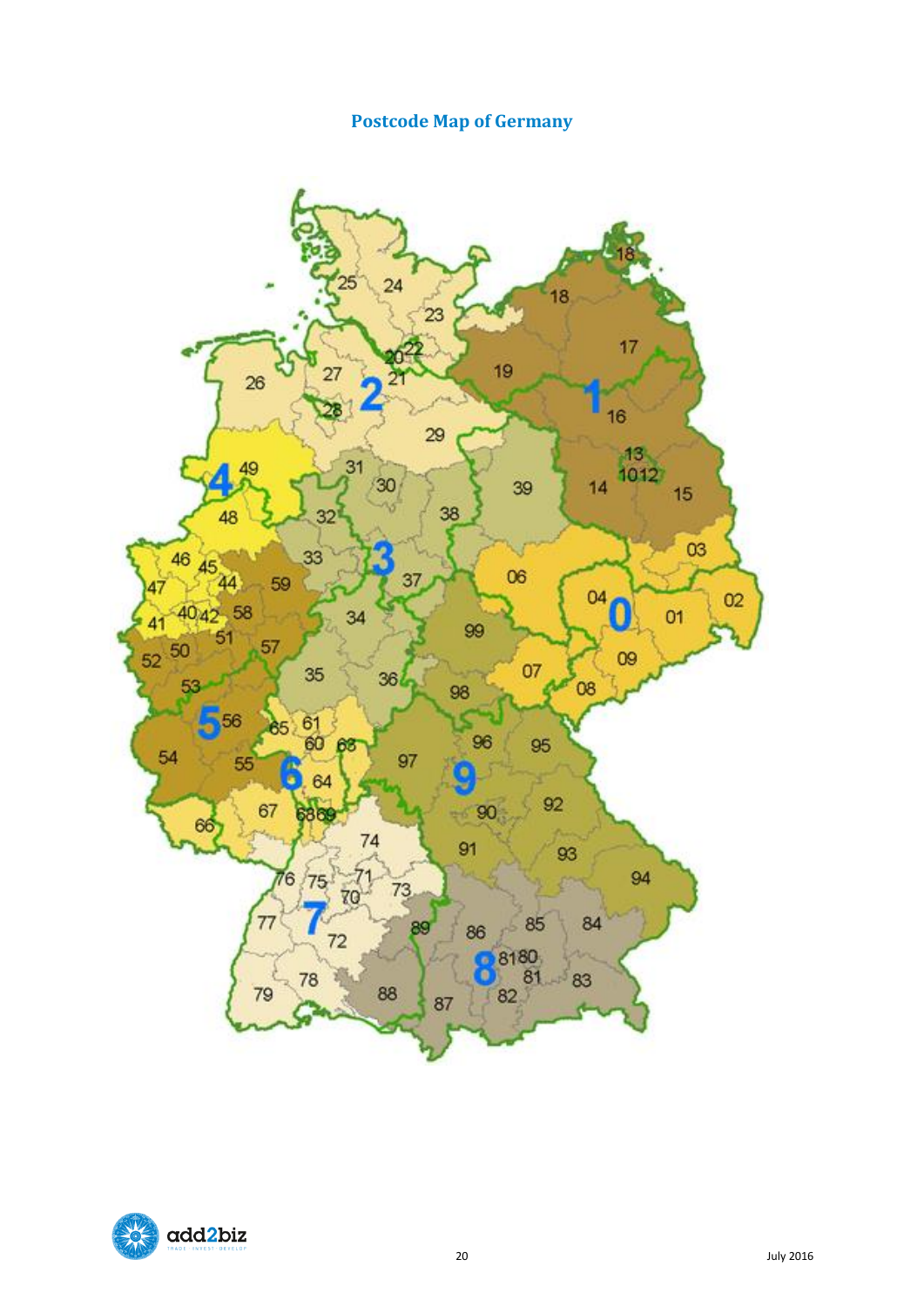## Postcode Map of Germany